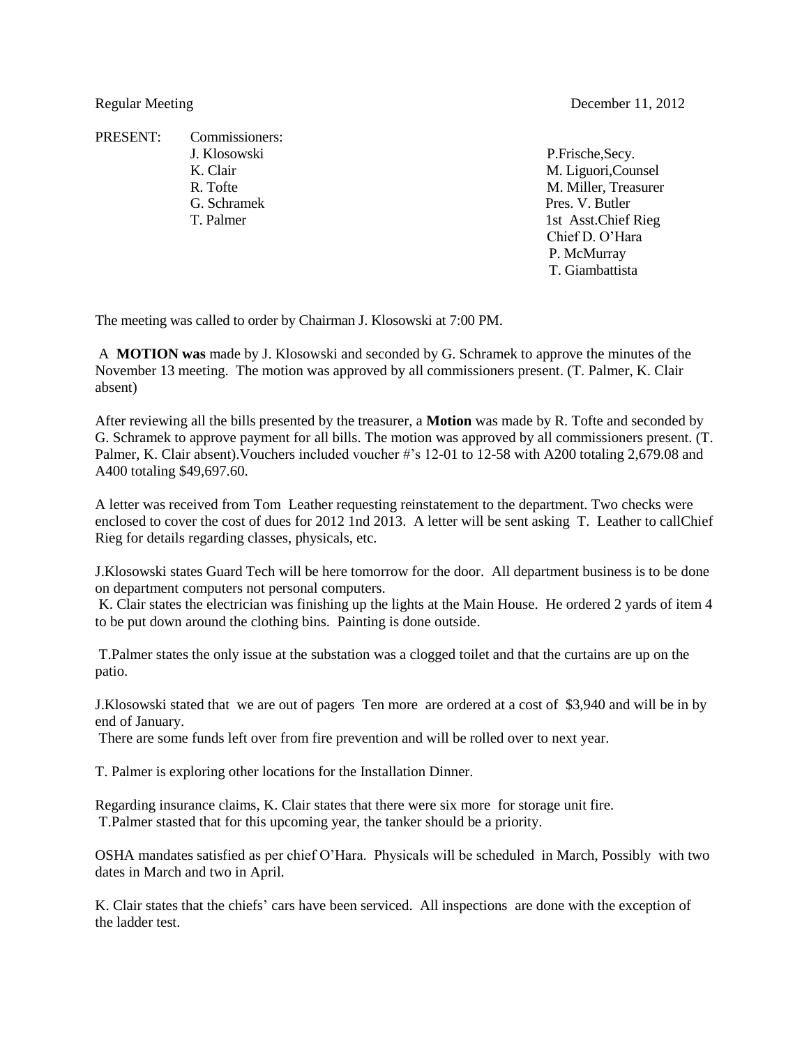Regular Meeting December 11, 2012

PRESENT: Commissioners:

| Commissioners | Others |
|---|---|
| J. Klosowski | P.Frische,Secy. |
| K. Clair | M. Liguori,Counsel |
| R. Tofte | M. Miller, Treasurer |
| G. Schramek | Pres. V. Butler |
| T. Palmer | 1st Asst.Chief Rieg |
| | Chief D. O'Hara |
| | P. McMurray |
| | T. Giambattista |

The meeting was called to order by Chairman J. Klosowski at 7:00 PM.

A **MOTION was** made by J. Klosowski and seconded by G. Schramek to approve the minutes of the November 13 meeting. The motion was approved by all commissioners present. (T. Palmer, K. Clair absent)

After reviewing all the bills presented by the treasurer, a **Motion** was made by R. Tofte and seconded by G. Schramek to approve payment for all bills. The motion was approved by all commissioners present. (T. Palmer, K. Clair absent).Vouchers included voucher #'s 12-01 to 12-58 with A200 totaling 2,679.08 and A400 totaling $49,697.60.

A letter was received from Tom Leather requesting reinstatement to the department. Two checks were enclosed to cover the cost of dues for 2012 1nd 2013. A letter will be sent asking T. Leather to callChief Rieg for details regarding classes, physicals, etc.

J.Klosowski states Guard Tech will be here tomorrow for the door. All department business is to be done on department computers not personal computers.

K. Clair states the electrician was finishing up the lights at the Main House. He ordered 2 yards of item 4 to be put down around the clothing bins. Painting is done outside.

T.Palmer states the only issue at the substation was a clogged toilet and that the curtains are up on the patio.

J.Klosowski stated that we are out of pagers Ten more are ordered at a cost of $3,940 and will be in by end of January.

There are some funds left over from fire prevention and will be rolled over to next year.

T. Palmer is exploring other locations for the Installation Dinner.

Regarding insurance claims, K. Clair states that there were six more for storage unit fire.

T.Palmer stasted that for this upcoming year, the tanker should be a priority.

OSHA mandates satisfied as per chief O'Hara. Physicals will be scheduled in March, Possibly with two dates in March and two in April.

K. Clair states that the chiefs' cars have been serviced. All inspections are done with the exception of the ladder test.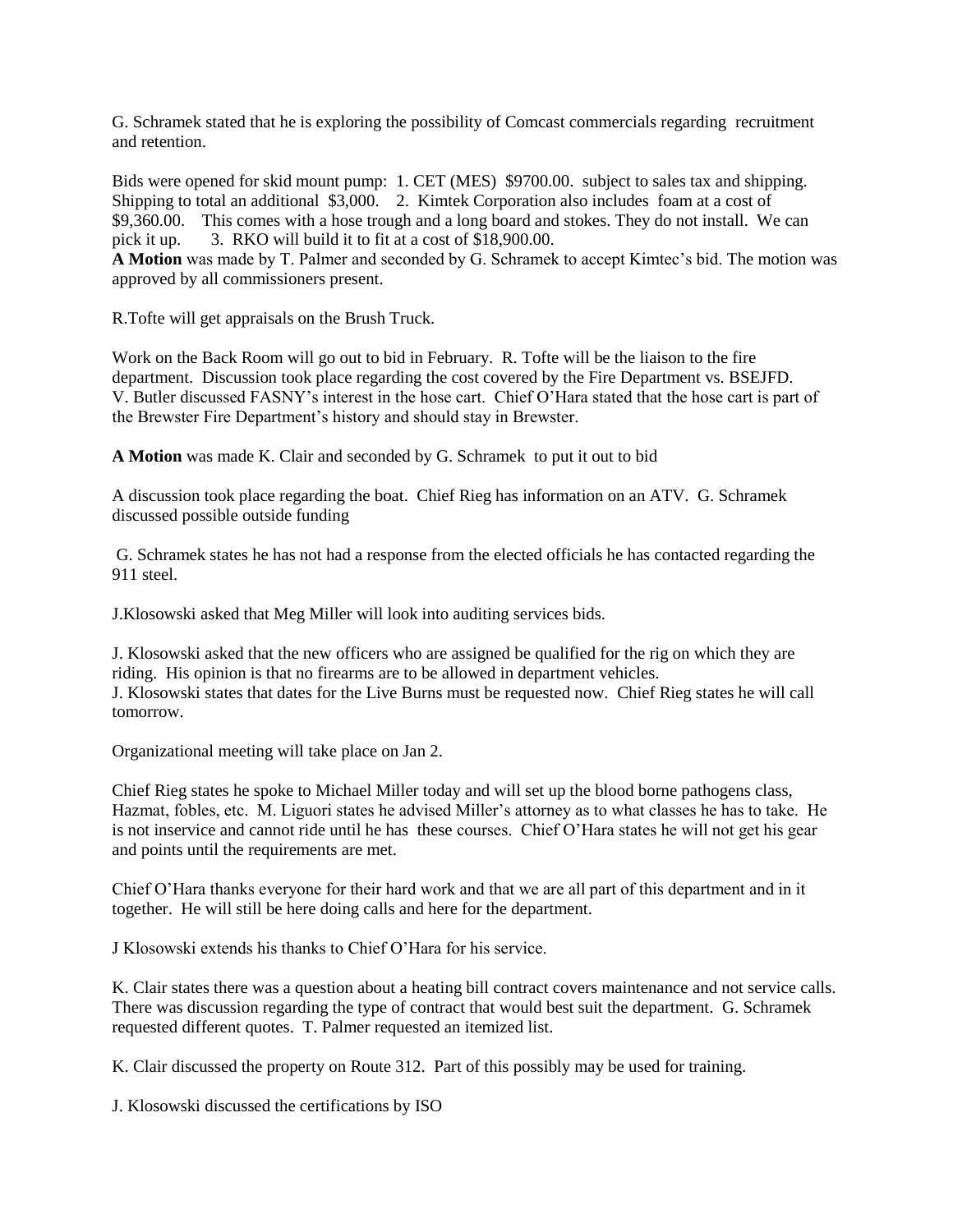G. Schramek stated that he is exploring the possibility of Comcast commercials regarding recruitment and retention.

Bids were opened for skid mount pump: 1. CET (MES) $9700.00. subject to sales tax and shipping. Shipping to total an additional $3,000. 2. Kimtek Corporation also includes foam at a cost of $9,360.00. This comes with a hose trough and a long board and stokes. They do not install. We can pick it up. 3. RKO will build it to fit at a cost of $18,900.00.
**A Motion** was made by T. Palmer and seconded by G. Schramek to accept Kimtec's bid. The motion was approved by all commissioners present.

R.Tofte will get appraisals on the Brush Truck.

Work on the Back Room will go out to bid in February. R. Tofte will be the liaison to the fire department. Discussion took place regarding the cost covered by the Fire Department vs. BSEJFD. V. Butler discussed FASNY's interest in the hose cart. Chief O'Hara stated that the hose cart is part of the Brewster Fire Department's history and should stay in Brewster.

**A Motion** was made K. Clair and seconded by G. Schramek to put it out to bid

A discussion took place regarding the boat. Chief Rieg has information on an ATV. G. Schramek discussed possible outside funding

G. Schramek states he has not had a response from the elected officials he has contacted regarding the 911 steel.

J.Klosowski asked that Meg Miller will look into auditing services bids.

J. Klosowski asked that the new officers who are assigned be qualified for the rig on which they are riding. His opinion is that no firearms are to be allowed in department vehicles.
J. Klosowski states that dates for the Live Burns must be requested now. Chief Rieg states he will call tomorrow.

Organizational meeting will take place on Jan 2.

Chief Rieg states he spoke to Michael Miller today and will set up the blood borne pathogens class, Hazmat, fobles, etc. M. Liguori states he advised Miller's attorney as to what classes he has to take. He is not inservice and cannot ride until he has these courses. Chief O'Hara states he will not get his gear and points until the requirements are met.

Chief O'Hara thanks everyone for their hard work and that we are all part of this department and in it together. He will still be here doing calls and here for the department.

J Klosowski extends his thanks to Chief O'Hara for his service.

K. Clair states there was a question about a heating bill contract covers maintenance and not service calls. There was discussion regarding the type of contract that would best suit the department. G. Schramek requested different quotes. T. Palmer requested an itemized list.

K. Clair discussed the property on Route 312. Part of this possibly may be used for training.

J. Klosowski discussed the certifications by ISO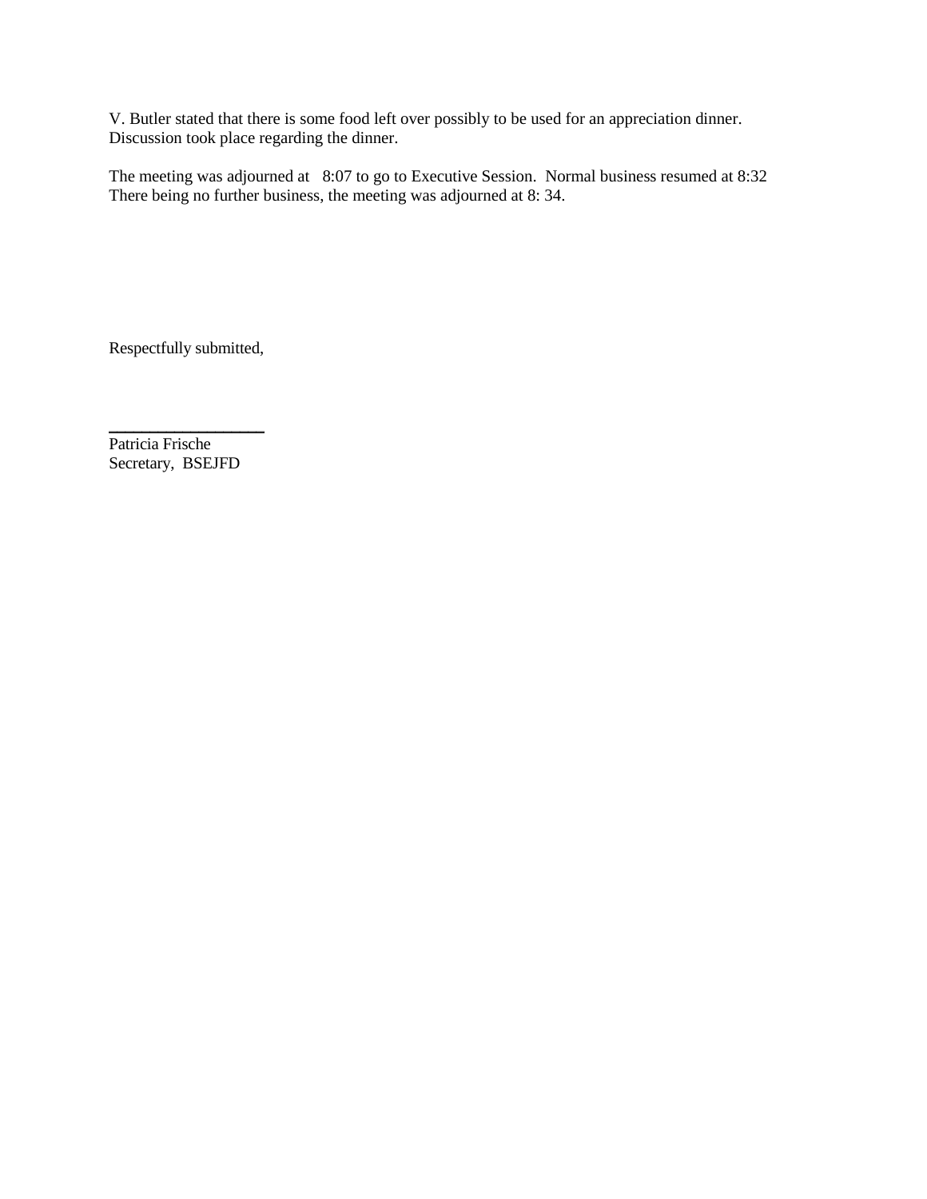V. Butler stated that there is some food left over possibly to be used for an appreciation dinner. Discussion took place regarding the dinner.

The meeting was adjourned at 8:07 to go to Executive Session. Normal business resumed at 8:32 There being no further business, the meeting was adjourned at 8: 34.

Respectfully submitted,

\_\_\_\_\_\_\_\_\_\_\_\_\_\_\_\_\_\_

Patricia Frische
Secretary, BSEJFD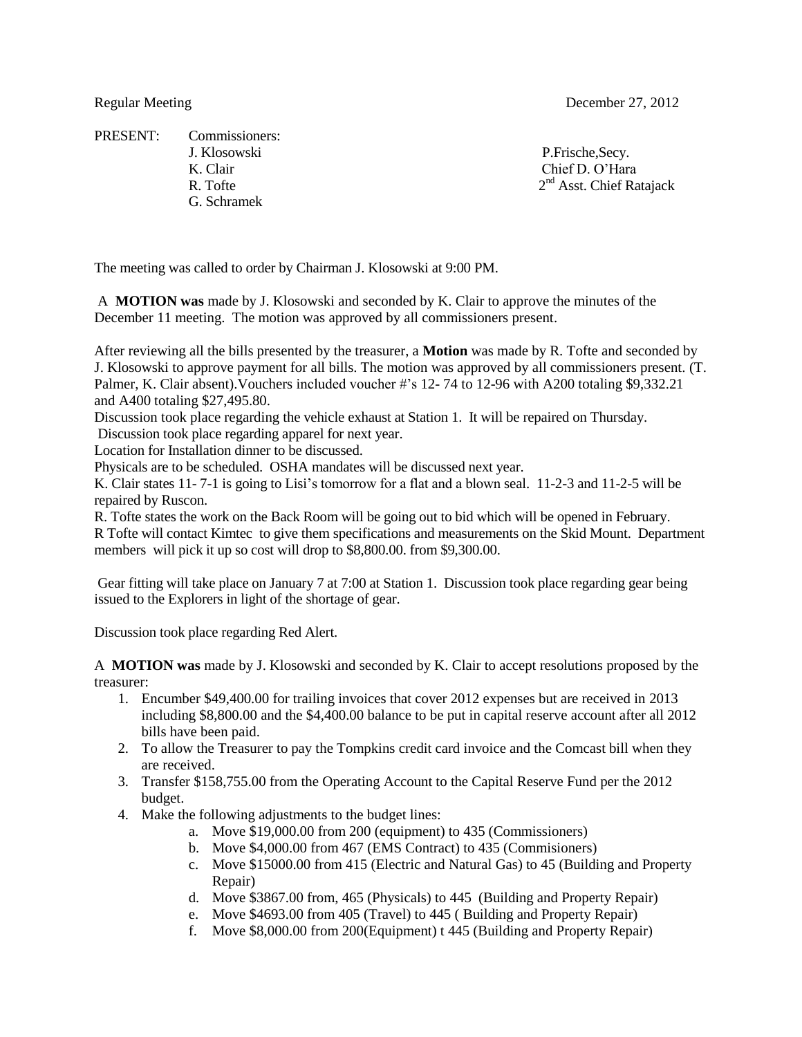Regular Meeting December 27, 2012

PRESENT: Commissioners:

J. Klosowski
K. Clair
R. Tofte
G. Schramek

P.Frische,Secy.
Chief D. O'Hara
2nd Asst. Chief Ratajack

The meeting was called to order by Chairman J. Klosowski at 9:00 PM.

A **MOTION was** made by J. Klosowski and seconded by K. Clair to approve the minutes of the December 11 meeting. The motion was approved by all commissioners present.

After reviewing all the bills presented by the treasurer, a **Motion** was made by R. Tofte and seconded by J. Klosowski to approve payment for all bills. The motion was approved by all commissioners present. (T. Palmer, K. Clair absent).Vouchers included voucher #'s 12- 74 to 12-96 with A200 totaling $9,332.21 and A400 totaling $27,495.80.

Discussion took place regarding the vehicle exhaust at Station 1. It will be repaired on Thursday.

Discussion took place regarding apparel for next year.

Location for Installation dinner to be discussed.

Physicals are to be scheduled. OSHA mandates will be discussed next year.

K. Clair states 11- 7-1 is going to Lisi's tomorrow for a flat and a blown seal. 11-2-3 and 11-2-5 will be repaired by Ruscon.

R. Tofte states the work on the Back Room will be going out to bid which will be opened in February.

R Tofte will contact Kimtec to give them specifications and measurements on the Skid Mount. Department members will pick it up so cost will drop to $8,800.00. from $9,300.00.

Gear fitting will take place on January 7 at 7:00 at Station 1. Discussion took place regarding gear being issued to the Explorers in light of the shortage of gear.

Discussion took place regarding Red Alert.

A **MOTION was** made by J. Klosowski and seconded by K. Clair to accept resolutions proposed by the treasurer:

1. Encumber $49,400.00 for trailing invoices that cover 2012 expenses but are received in 2013 including $8,800.00 and the $4,400.00 balance to be put in capital reserve account after all 2012 bills have been paid.
2. To allow the Treasurer to pay the Tompkins credit card invoice and the Comcast bill when they are received.
3. Transfer $158,755.00 from the Operating Account to the Capital Reserve Fund per the 2012 budget.
4. Make the following adjustments to the budget lines:
    a. Move $19,000.00 from 200 (equipment) to 435 (Commissioners)
    b. Move $4,000.00 from 467 (EMS Contract) to 435 (Commisioners)
    c. Move $15000.00 from 415 (Electric and Natural Gas) to 45 (Building and Property Repair)
    d. Move $3867.00 from, 465 (Physicals) to 445 (Building and Property Repair)
    e. Move $4693.00 from 405 (Travel) to 445 ( Building and Property Repair)
    f. Move $8,000.00 from 200(Equipment) t 445 (Building and Property Repair)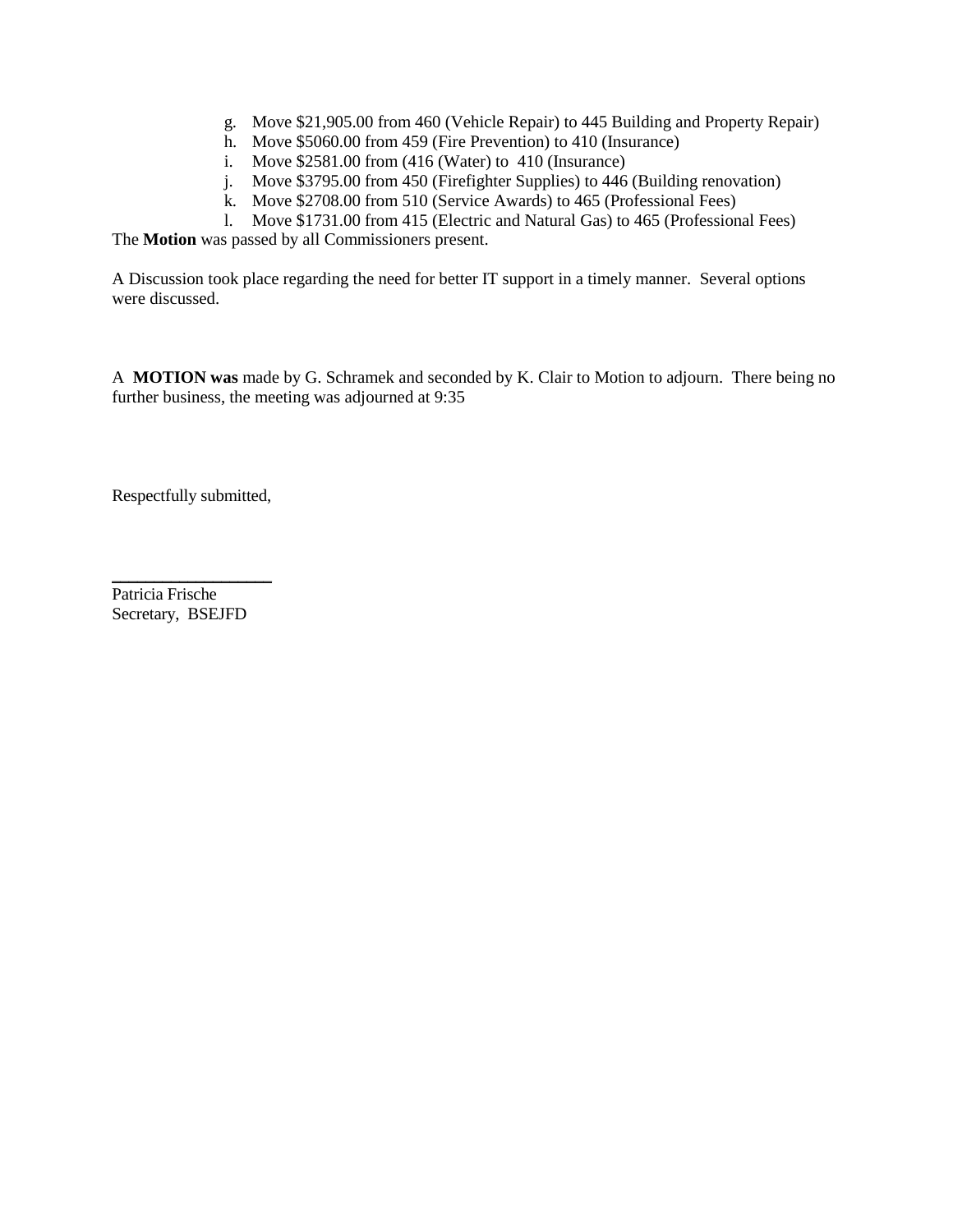g. Move $21,905.00 from 460 (Vehicle Repair) to 445 Building and Property Repair)
h. Move $5060.00 from 459 (Fire Prevention) to 410 (Insurance)
i. Move $2581.00 from (416 (Water) to 410 (Insurance)
j. Move $3795.00 from 450 (Firefighter Supplies) to 446 (Building renovation)
k. Move $2708.00 from 510 (Service Awards) to 465 (Professional Fees)
l. Move $1731.00 from 415 (Electric and Natural Gas) to 465 (Professional Fees)

The **Motion** was passed by all Commissioners present.

A Discussion took place regarding the need for better IT support in a timely manner. Several options were discussed.

A **MOTION was** made by G. Schramek and seconded by K. Clair to Motion to adjourn. There being no further business, the meeting was adjourned at 9:35

Respectfully submitted,

\_\_\_\_\_\_\_\_\_\_\_\_\_\_\_\_\_\_\_

Patricia Frische
Secretary, BSEJFD